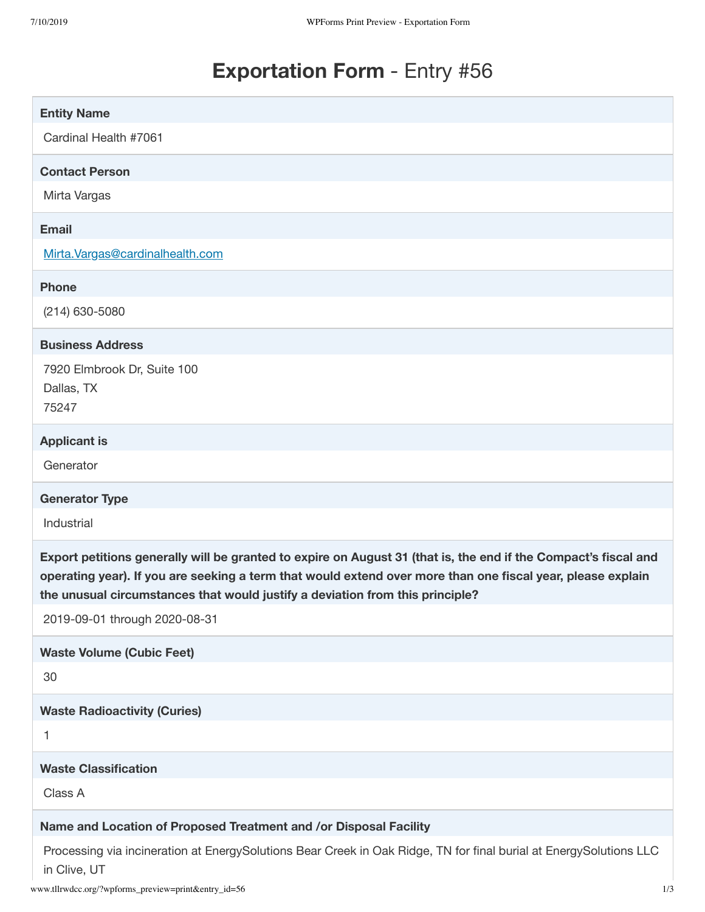# Exportation Form - Entry #56

**Entity Name**

Cardinal Health #7061

**Contact Person**

Mirta Vargas

**Email**

Mirta.Vargas@cardinalhealth.com

**Phone**

(214) 630-5080

**Business Address**

7920 Elmbrook Dr, Suite 100
Dallas, TX
75247

**Applicant is**

Generator

**Generator Type**

Industrial

**Export petitions generally will be granted to expire on August 31 (that is, the end if the Compact's fiscal and operating year). If you are seeking a term that would extend over more than one fiscal year, please explain the unusual circumstances that would justify a deviation from this principle?**

2019-09-01 through 2020-08-31

**Waste Volume (Cubic Feet)**

30

**Waste Radioactivity (Curies)**

1

**Waste Classification**

Class A

**Name and Location of Proposed Treatment and /or Disposal Facility**

Processing via incineration at EnergySolutions Bear Creek in Oak Ridge, TN for final burial at EnergySolutions LLC in Clive, UT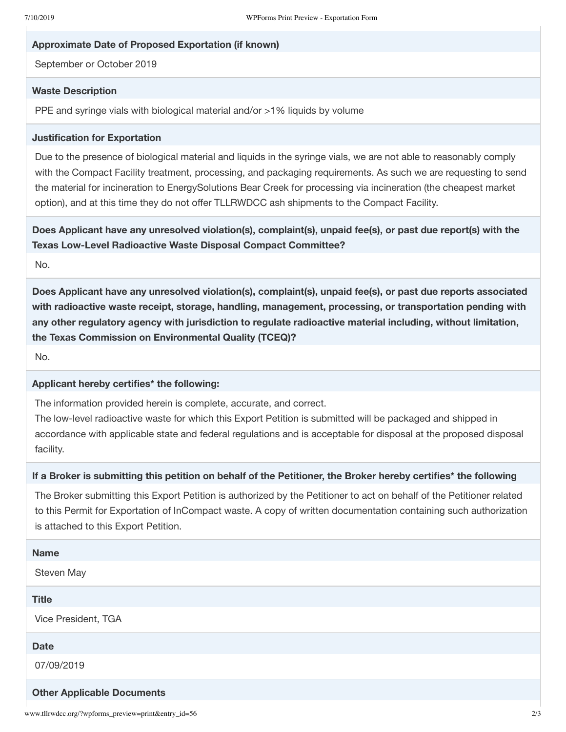**Approximate Date of Proposed Exportation (if known)**

September or October 2019

**Waste Description**

PPE and syringe vials with biological material and/or >1% liquids by volume

**Justification for Exportation**

Due to the presence of biological material and liquids in the syringe vials, we are not able to reasonably comply with the Compact Facility treatment, processing, and packaging requirements. As such we are requesting to send the material for incineration to EnergySolutions Bear Creek for processing via incineration (the cheapest market option), and at this time they do not offer TLLRWDCC ash shipments to the Compact Facility.

**Does Applicant have any unresolved violation(s), complaint(s), unpaid fee(s), or past due report(s) with the Texas Low-Level Radioactive Waste Disposal Compact Committee?**

No.

**Does Applicant have any unresolved violation(s), complaint(s), unpaid fee(s), or past due reports associated with radioactive waste receipt, storage, handling, management, processing, or transportation pending with any other regulatory agency with jurisdiction to regulate radioactive material including, without limitation, the Texas Commission on Environmental Quality (TCEQ)?**

No.

**Applicant hereby certifies* the following:**

The information provided herein is complete, accurate, and correct.
The low-level radioactive waste for which this Export Petition is submitted will be packaged and shipped in accordance with applicable state and federal regulations and is acceptable for disposal at the proposed disposal facility.

**If a Broker is submitting this petition on behalf of the Petitioner, the Broker hereby certifies* the following**

The Broker submitting this Export Petition is authorized by the Petitioner to act on behalf of the Petitioner related to this Permit for Exportation of InCompact waste. A copy of written documentation containing such authorization is attached to this Export Petition.

**Name**

Steven May

**Title**

Vice President, TGA

**Date**

07/09/2019

**Other Applicable Documents**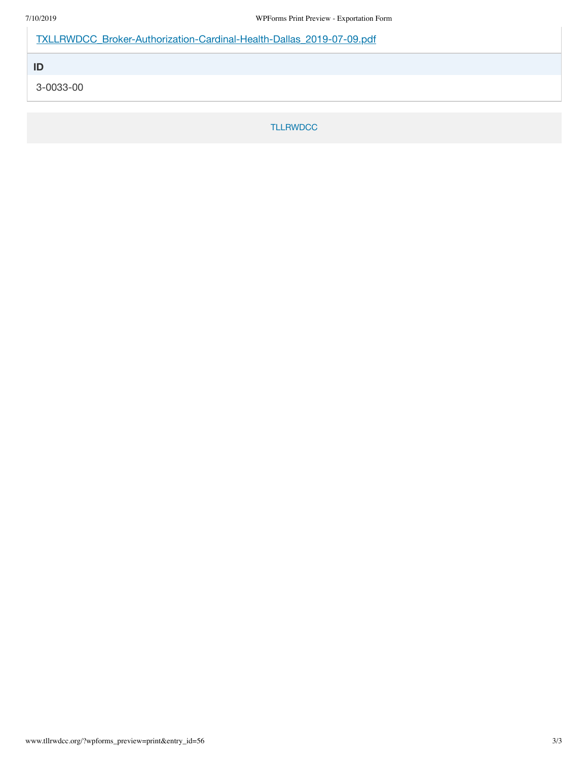[TXLLRWDCC_Broker-Authorization-Cardinal-Health-Dallas_2019-07-09.pdf]

**ID**

3-0033-00

TLLRWDCC